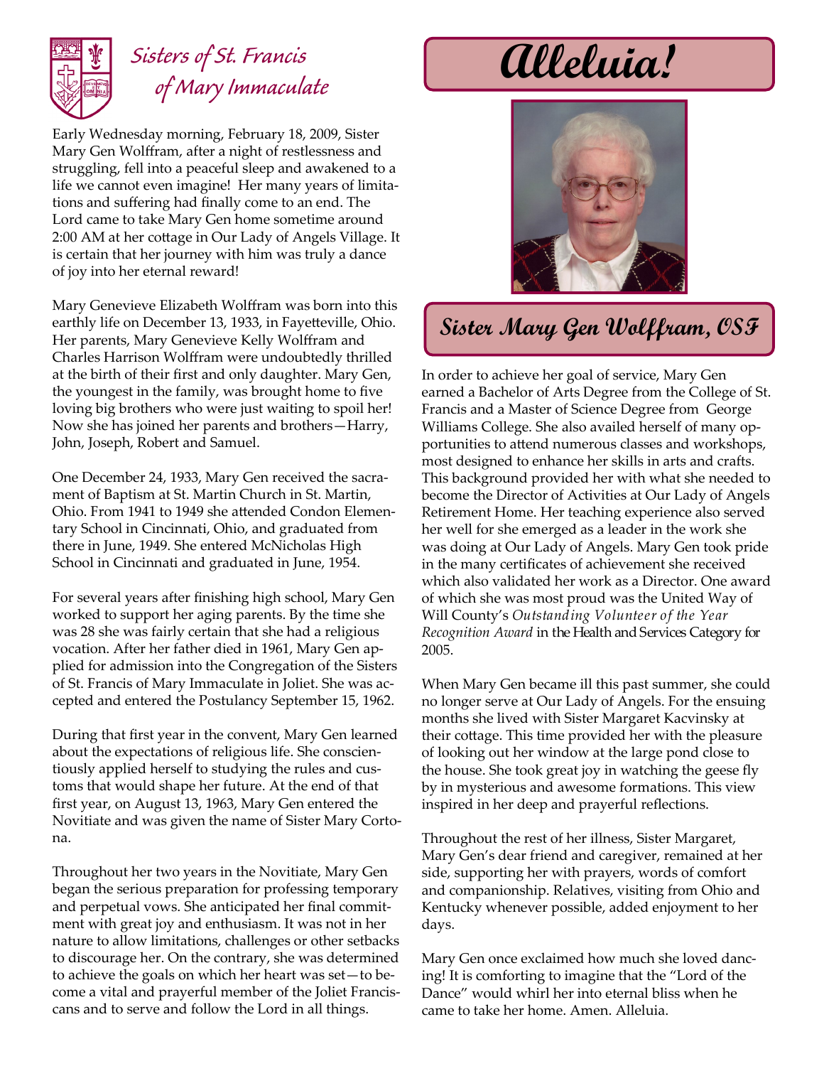# Sisters of St. Francis of Mary Immaculate

# Alleluia!

## Sister Mary Gen Wolffram, OSF

Early Wednesday morning, February 18, 2009, Sister Mary Gen Wolffram, after a night of restlessness and struggling, fell into a peaceful sleep and awakened to a life we cannot even imagine! Her many years of limitations and suffering had finally come to an end. The Lord came to take Mary Gen home sometime around 2:00 AM at her cottage in Our Lady of Angels Village. It is certain that her journey with him was truly a dance of joy into her eternal reward!

Mary Genevieve Elizabeth Wolffram was born into this earthly life on December 13, 1933, in Fayetteville, Ohio. Her parents, Mary Genevieve Kelly Wolffram and Charles Harrison Wolffram were undoubtedly thrilled at the birth of their first and only daughter. Mary Gen, the youngest in the family, was brought home to five loving big brothers who were just waiting to spoil her! Now she has joined her parents and brothers—Harry, John, Joseph, Robert and Samuel.

One December 24, 1933, Mary Gen received the sacrament of Baptism at St. Martin Church in St. Martin, Ohio. From 1941 to 1949 she attended Condon Elementary School in Cincinnati, Ohio, and graduated from there in June, 1949. She entered McNicholas High School in Cincinnati and graduated in June, 1954.

For several years after finishing high school, Mary Gen worked to support her aging parents. By the time she was 28 she was fairly certain that she had a religious vocation. After her father died in 1961, Mary Gen applied for admission into the Congregation of the Sisters of St. Francis of Mary Immaculate in Joliet. She was accepted and entered the Postulancy September 15, 1962.

During that first year in the convent, Mary Gen learned about the expectations of religious life. She conscientiously applied herself to studying the rules and customs that would shape her future. At the end of that first year, on August 13, 1963, Mary Gen entered the Novitiate and was given the name of Sister Mary Cortona.

Throughout her two years in the Novitiate, Mary Gen began the serious preparation for professing temporary and perpetual vows. She anticipated her final commitment with great joy and enthusiasm. It was not in her nature to allow limitations, challenges or other setbacks to discourage her. On the contrary, she was determined to achieve the goals on which her heart was set—to become a vital and prayerful member of the Joliet Franciscans and to serve and follow the Lord in all things.

In order to achieve her goal of service, Mary Gen earned a Bachelor of Arts Degree from the College of St. Francis and a Master of Science Degree from George Williams College. She also availed herself of many opportunities to attend numerous classes and workshops, most designed to enhance her skills in arts and crafts. This background provided her with what she needed to become the Director of Activities at Our Lady of Angels Retirement Home. Her teaching experience also served her well for she emerged as a leader in the work she was doing at Our Lady of Angels. Mary Gen took pride in the many certificates of achievement she received which also validated her work as a Director. One award of which she was most proud was the United Way of Will County's *Outstanding Volunteer of the Year Recognition Award* in the Health and Services Category for 2005.

When Mary Gen became ill this past summer, she could no longer serve at Our Lady of Angels. For the ensuing months she lived with Sister Margaret Kacvinsky at their cottage. This time provided her with the pleasure of looking out her window at the large pond close to the house. She took great joy in watching the geese fly by in mysterious and awesome formations. This view inspired in her deep and prayerful reflections.

Throughout the rest of her illness, Sister Margaret, Mary Gen's dear friend and caregiver, remained at her side, supporting her with prayers, words of comfort and companionship. Relatives, visiting from Ohio and Kentucky whenever possible, added enjoyment to her days.

Mary Gen once exclaimed how much she loved dancing! It is comforting to imagine that the "Lord of the Dance" would whirl her into eternal bliss when he came to take her home. Amen. Alleluia.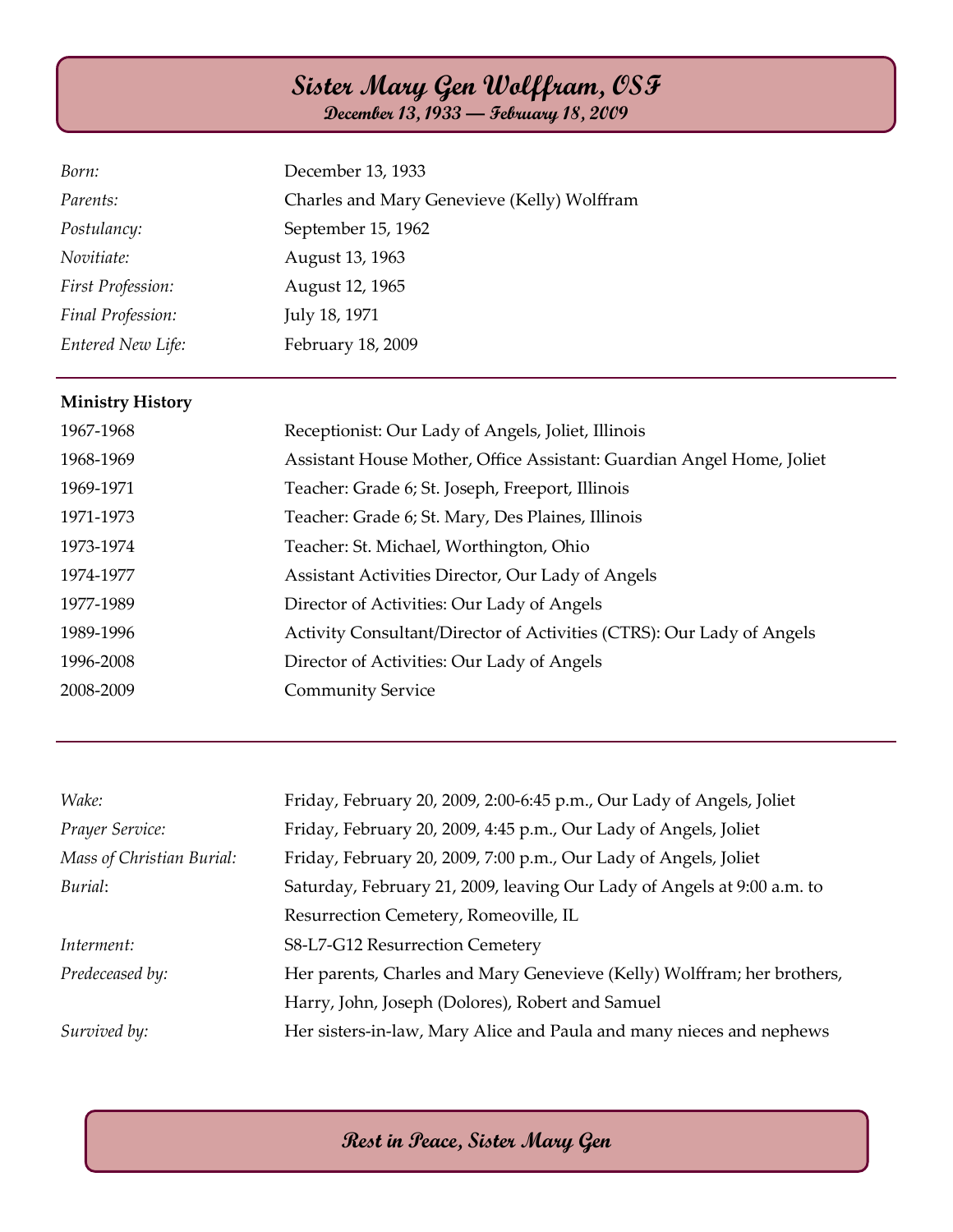# Sister Mary Gen Wolffram, OSF

**December 13, 1933 — February 18, 2009**

| | |
|---|---|
| *Born:* | December 13, 1933 |
| *Parents:* | Charles and Mary Genevieve (Kelly) Wolffram |
| *Postulancy:* | September 15, 1962 |
| *Novitiate:* | August 13, 1963 |
| *First Profession:* | August 12, 1965 |
| *Final Profession:* | July 18, 1971 |
| *Entered New Life:* | February 18, 2009 |

**Ministry History**

| | |
|---|---|
| 1967-1968 | Receptionist: Our Lady of Angels, Joliet, Illinois |
| 1968-1969 | Assistant House Mother, Office Assistant: Guardian Angel Home, Joliet |
| 1969-1971 | Teacher: Grade 6; St. Joseph, Freeport, Illinois |
| 1971-1973 | Teacher: Grade 6; St. Mary, Des Plaines, Illinois |
| 1973-1974 | Teacher: St. Michael, Worthington, Ohio |
| 1974-1977 | Assistant Activities Director, Our Lady of Angels |
| 1977-1989 | Director of Activities: Our Lady of Angels |
| 1989-1996 | Activity Consultant/Director of Activities (CTRS): Our Lady of Angels |
| 1996-2008 | Director of Activities: Our Lady of Angels |
| 2008-2009 | Community Service |

| | |
|---|---|
| *Wake:* | Friday, February 20, 2009, 2:00-6:45 p.m., Our Lady of Angels, Joliet |
| *Prayer Service:* | Friday, February 20, 2009, 4:45 p.m., Our Lady of Angels, Joliet |
| *Mass of Christian Burial:* | Friday, February 20, 2009, 7:00 p.m., Our Lady of Angels, Joliet |
| *Burial:* | Saturday, February 21, 2009, leaving Our Lady of Angels at 9:00 a.m. to Resurrection Cemetery, Romeoville, IL |
| *Interment:* | S8-L7-G12 Resurrection Cemetery |
| *Predeceased by:* | Her parents, Charles and Mary Genevieve (Kelly) Wolffram; her brothers, Harry, John, Joseph (Dolores), Robert and Samuel |
| *Survived by:* | Her sisters-in-law, Mary Alice and Paula and many nieces and nephews |

**Rest in Peace, Sister Mary Gen**